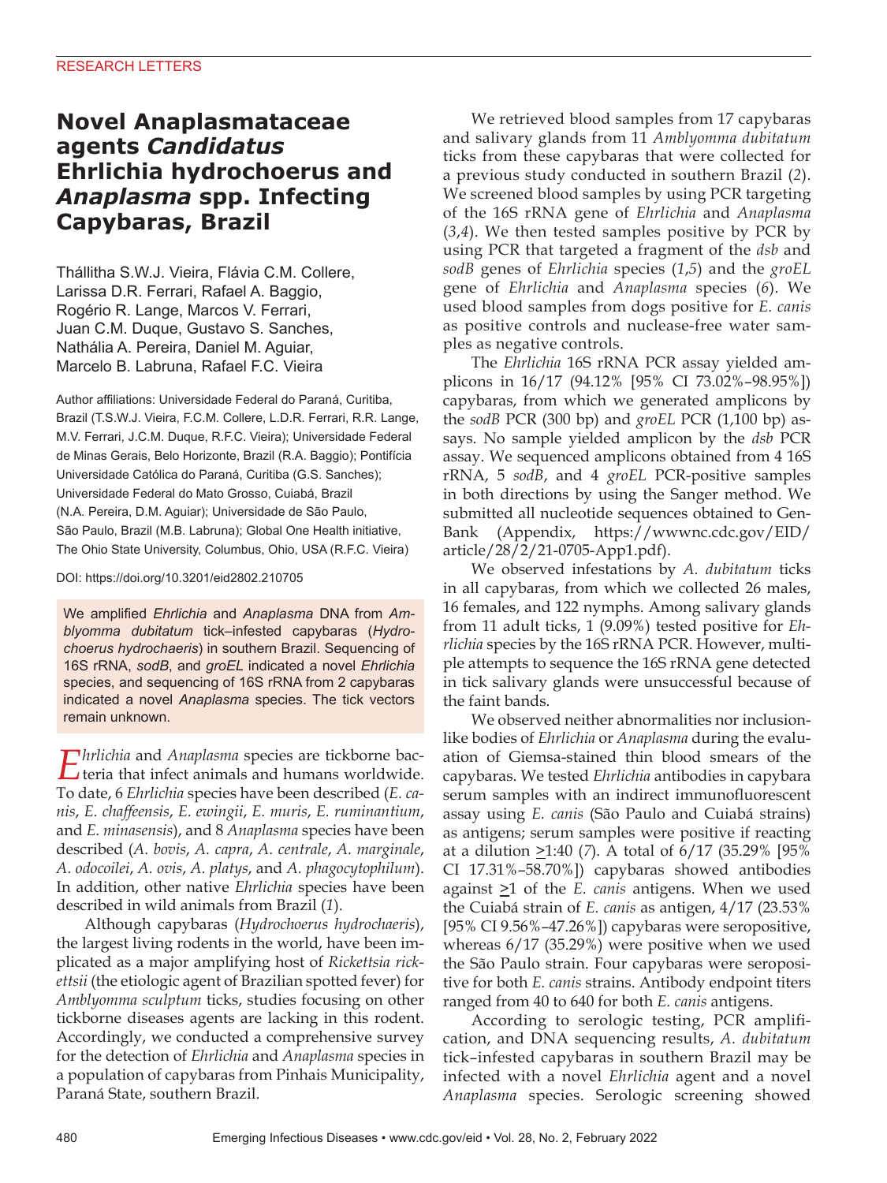RESEARCH LETTERS

# Novel Anaplasmataceae agents *Candidatus* Ehrlichia hydrochoerus and *Anaplasma* spp. Infecting Capybaras, Brazil

Thállitha S.W.J. Vieira, Flávia C.M. Collere, Larissa D.R. Ferrari, Rafael A. Baggio, Rogério R. Lange, Marcos V. Ferrari, Juan C.M. Duque, Gustavo S. Sanches, Nathália A. Pereira, Daniel M. Aguiar, Marcelo B. Labruna, Rafael F.C. Vieira

Author affiliations: Universidade Federal do Paraná, Curitiba, Brazil (T.S.W.J. Vieira, F.C.M. Collere, L.D.R. Ferrari, R.R. Lange, M.V. Ferrari, J.C.M. Duque, R.F.C. Vieira); Universidade Federal de Minas Gerais, Belo Horizonte, Brazil (R.A. Baggio); Pontifícia Universidade Católica do Paraná, Curitiba (G.S. Sanches); Universidade Federal do Mato Grosso, Cuiabá, Brazil (N.A. Pereira, D.M. Aguiar); Universidade de São Paulo, São Paulo, Brazil (M.B. Labruna); Global One Health initiative, The Ohio State University, Columbus, Ohio, USA (R.F.C. Vieira)

DOI: https://doi.org/10.3201/eid2802.210705

We amplified *Ehrlichia* and *Anaplasma* DNA from *Amblyomma dubitatum* tick–infested capybaras (*Hydrochoerus hydrochaeris*) in southern Brazil. Sequencing of 16S rRNA, *sodB*, and *groEL* indicated a novel *Ehrlichia* species, and sequencing of 16S rRNA from 2 capybaras indicated a novel *Anaplasma* species. The tick vectors remain unknown.

*Ehrlichia* and *Anaplasma* species are tickborne bacteria that infect animals and humans worldwide. To date, 6 *Ehrlichia* species have been described (*E. canis*, *E. chaffeensis*, *E. ewingii*, *E. muris*, *E. ruminantium*, and *E. minasensis*), and 8 *Anaplasma* species have been described (*A. bovis*, *A. capra*, *A. centrale*, *A. marginale*, *A. odocoilei*, *A. ovis*, *A. platys*, and *A. phagocytophilum*). In addition, other native *Ehrlichia* species have been described in wild animals from Brazil (*1*).

Although capybaras (*Hydrochoerus hydrochaeris*), the largest living rodents in the world, have been implicated as a major amplifying host of *Rickettsia rickettsii* (the etiologic agent of Brazilian spotted fever) for *Amblyomma sculptum* ticks, studies focusing on other tickborne diseases agents are lacking in this rodent. Accordingly, we conducted a comprehensive survey for the detection of *Ehrlichia* and *Anaplasma* species in a population of capybaras from Pinhais Municipality, Paraná State, southern Brazil.

We retrieved blood samples from 17 capybaras and salivary glands from 11 *Amblyomma dubitatum* ticks from these capybaras that were collected for a previous study conducted in southern Brazil (*2*). We screened blood samples by using PCR targeting of the 16S rRNA gene of *Ehrlichia* and *Anaplasma* (*3*,*4*). We then tested samples positive by PCR by using PCR that targeted a fragment of the *dsb* and *sodB* genes of *Ehrlichia* species (*1*,*5*) and the *groEL* gene of *Ehrlichia* and *Anaplasma* species (*6*). We used blood samples from dogs positive for *E. canis* as positive controls and nuclease-free water samples as negative controls.

The *Ehrlichia* 16S rRNA PCR assay yielded amplicons in 16/17 (94.12% [95% CI 73.02%–98.95%]) capybaras, from which we generated amplicons by the *sodB* PCR (300 bp) and *groEL* PCR (1,100 bp) assays. No sample yielded amplicon by the *dsb* PCR assay. We sequenced amplicons obtained from 4 16S rRNA, 5 *sodB*, and 4 *groEL* PCR-positive samples in both directions by using the Sanger method. We submitted all nucleotide sequences obtained to GenBank (Appendix, https://wwwnc.cdc.gov/EID/article/28/2/21-0705-App1.pdf).

We observed infestations by *A. dubitatum* ticks in all capybaras, from which we collected 26 males, 16 females, and 122 nymphs. Among salivary glands from 11 adult ticks, 1 (9.09%) tested positive for *Ehrlichia* species by the 16S rRNA PCR. However, multiple attempts to sequence the 16S rRNA gene detected in tick salivary glands were unsuccessful because of the faint bands.

We observed neither abnormalities nor inclusion-like bodies of *Ehrlichia* or *Anaplasma* during the evaluation of Giemsa-stained thin blood smears of the capybaras. We tested *Ehrlichia* antibodies in capybara serum samples with an indirect immunofluorescent assay using *E. canis* (São Paulo and Cuiabá strains) as antigens; serum samples were positive if reacting at a dilution ≥1:40 (*7*). A total of 6/17 (35.29% [95% CI 17.31%–58.70%]) capybaras showed antibodies against ≥1 of the *E. canis* antigens. When we used the Cuiabá strain of *E. canis* as antigen, 4/17 (23.53% [95% CI 9.56%–47.26%]) capybaras were seropositive, whereas 6/17 (35.29%) were positive when we used the São Paulo strain. Four capybaras were seropositive for both *E. canis* strains. Antibody endpoint titers ranged from 40 to 640 for both *E. canis* antigens.

According to serologic testing, PCR amplification, and DNA sequencing results, *A. dubitatum* tick–infested capybaras in southern Brazil may be infected with a novel *Ehrlichia* agent and a novel *Anaplasma* species. Serologic screening showed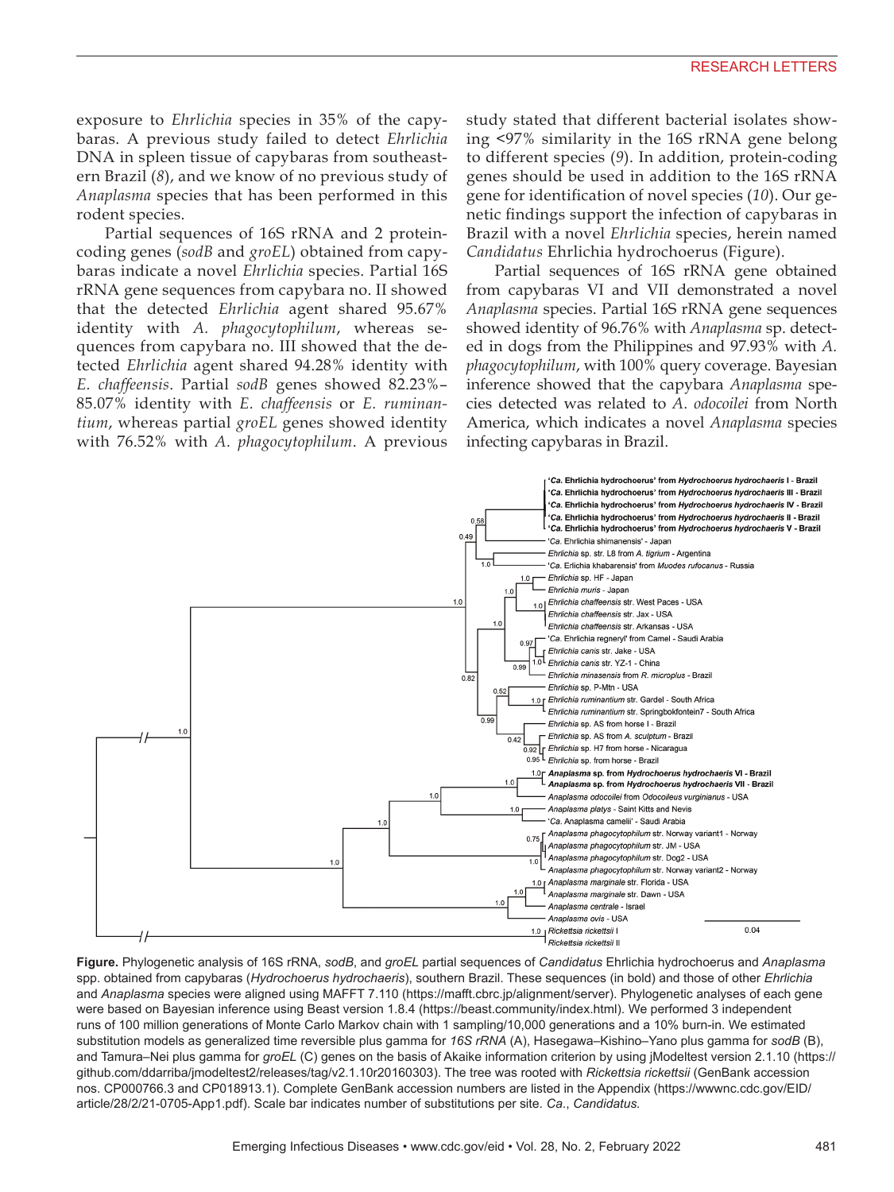exposure to *Ehrlichia* species in 35% of the capybaras. A previous study failed to detect *Ehrlichia* DNA in spleen tissue of capybaras from southeastern Brazil (*8*), and we know of no previous study of *Anaplasma* species that has been performed in this rodent species.

Partial sequences of 16S rRNA and 2 protein-coding genes (*sodB* and *groEL*) obtained from capybaras indicate a novel *Ehrlichia* species. Partial 16S rRNA gene sequences from capybara no. II showed that the detected *Ehrlichia* agent shared 95.67% identity with *A. phagocytophilum*, whereas sequences from capybara no. III showed that the detected *Ehrlichia* agent shared 94.28% identity with *E. chaffeensis*. Partial *sodB* genes showed 82.23%–85.07% identity with *E. chaffeensis* or *E. ruminantium*, whereas partial *groEL* genes showed identity with 76.52% with *A. phagocytophilum*. A previous study stated that different bacterial isolates showing <97% similarity in the 16S rRNA gene belong to different species (*9*). In addition, protein-coding genes should be used in addition to the 16S rRNA gene for identification of novel species (*10*). Our genetic findings support the infection of capybaras in Brazil with a novel *Ehrlichia* species, herein named *Candidatus* Ehrlichia hydrochoerus (Figure).

Partial sequences of 16S rRNA gene obtained from capybaras VI and VII demonstrated a novel *Anaplasma* species. Partial 16S rRNA gene sequences showed identity of 96.76% with *Anaplasma* sp. detected in dogs from the Philippines and 97.93% with *A. phagocytophilum*, with 100% query coverage. Bayesian inference showed that the capybara *Anaplasma* species detected was related to *A. odocoilei* from North America, which indicates a novel *Anaplasma* species infecting capybaras in Brazil.

**Figure.** Phylogenetic analysis of 16S rRNA, *sodB*, and *groEL* partial sequences of *Candidatus* Ehrlichia hydrochoerus and *Anaplasma* spp. obtained from capybaras (*Hydrochoerus hydrochaeris*), southern Brazil. These sequences (in bold) and those of other *Ehrlichia* and *Anaplasma* species were aligned using MAFFT 7.110 (https://mafft.cbrc.jp/alignment/server). Phylogenetic analyses of each gene were based on Bayesian inference using Beast version 1.8.4 (https://beast.community/index.html). We performed 3 independent runs of 100 million generations of Monte Carlo Markov chain with 1 sampling/10,000 generations and a 10% burn-in. We estimated substitution models as generalized time reversible plus gamma for *16S rRNA* (A), Hasegawa–Kishino–Yano plus gamma for *sodB* (B), and Tamura–Nei plus gamma for *groEL* (C) genes on the basis of Akaike information criterion by using jModeltest version 2.1.10 (https://github.com/ddarriba/jmodeltest2/releases/tag/v2.1.10r20160303). The tree was rooted with *Rickettsia rickettsii* (GenBank accession nos. CP000766.3 and CP018913.1). Complete GenBank accession numbers are listed in the Appendix (https://wwwnc.cdc.gov/EID/article/28/2/21-0705-App1.pdf). Scale bar indicates number of substitutions per site. *Ca*., *Candidatus*.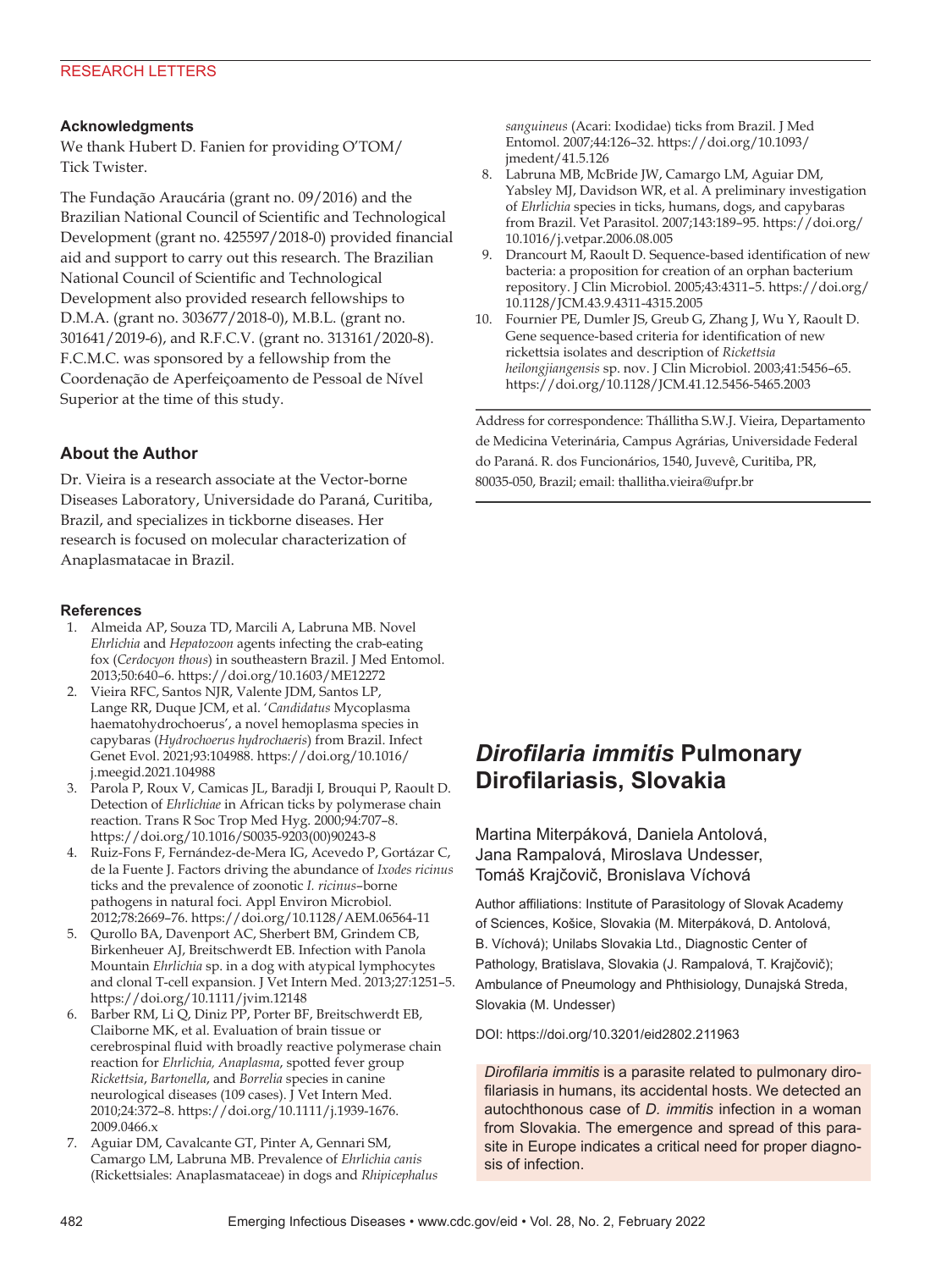## Acknowledgments

We thank Hubert D. Fanien for providing O'TOM/Tick Twister.

The Fundação Araucária (grant no. 09/2016) and the Brazilian National Council of Scientific and Technological Development (grant no. 425597/2018-0) provided financial aid and support to carry out this research. The Brazilian National Council of Scientific and Technological Development also provided research fellowships to D.M.A. (grant no. 303677/2018-0), M.B.L. (grant no. 301641/2019-6), and R.F.C.V. (grant no. 313161/2020-8). F.C.M.C. was sponsored by a fellowship from the Coordenação de Aperfeiçoamento de Pessoal de Nível Superior at the time of this study.

## About the Author

Dr. Vieira is a research associate at the Vector-borne Diseases Laboratory, Universidade do Paraná, Curitiba, Brazil, and specializes in tickborne diseases. Her research is focused on molecular characterization of Anaplasmatacae in Brazil.

## References

1. Almeida AP, Souza TD, Marcili A, Labruna MB. Novel *Ehrlichia* and *Hepatozoon* agents infecting the crab-eating fox (*Cerdocyon thous*) in southeastern Brazil. J Med Entomol. 2013;50:640–6. https://doi.org/10.1603/ME12272
2. Vieira RFC, Santos NJR, Valente JDM, Santos LP, Lange RR, Duque JCM, et al. '*Candidatus* Mycoplasma haematohydrochoerus', a novel hemoplasma species in capybaras (*Hydrochoerus hydrochaeris*) from Brazil. Infect Genet Evol. 2021;93:104988. https://doi.org/10.1016/j.meegid.2021.104988
3. Parola P, Roux V, Camicas JL, Baradji I, Brouqui P, Raoult D. Detection of *Ehrlichiae* in African ticks by polymerase chain reaction. Trans R Soc Trop Med Hyg. 2000;94:707–8. https://doi.org/10.1016/S0035-9203(00)90243-8
4. Ruiz-Fons F, Fernández-de-Mera IG, Acevedo P, Gortázar C, de la Fuente J. Factors driving the abundance of *Ixodes ricinus* ticks and the prevalence of zoonotic *I. ricinus*–borne pathogens in natural foci. Appl Environ Microbiol. 2012;78:2669–76. https://doi.org/10.1128/AEM.06564-11
5. Qurollo BA, Davenport AC, Sherbert BM, Grindem CB, Birkenheuer AJ, Breitschwerdt EB. Infection with Panola Mountain *Ehrlichia* sp. in a dog with atypical lymphocytes and clonal T-cell expansion. J Vet Intern Med. 2013;27:1251–5. https://doi.org/10.1111/jvim.12148
6. Barber RM, Li Q, Diniz PP, Porter BF, Breitschwerdt EB, Claiborne MK, et al. Evaluation of brain tissue or cerebrospinal fluid with broadly reactive polymerase chain reaction for *Ehrlichia, Anaplasma*, spotted fever group *Rickettsia*, *Bartonella*, and *Borrelia* species in canine neurological diseases (109 cases). J Vet Intern Med. 2010;24:372–8. https://doi.org/10.1111/j.1939-1676.2009.0466.x
7. Aguiar DM, Cavalcante GT, Pinter A, Gennari SM, Camargo LM, Labruna MB. Prevalence of *Ehrlichia canis* (Rickettsiales: Anaplasmataceae) in dogs and *Rhipicephalus sanguineus* (Acari: Ixodidae) ticks from Brazil. J Med Entomol. 2007;44:126–32. https://doi.org/10.1093/jmedent/41.5.126
8. Labruna MB, McBride JW, Camargo LM, Aguiar DM, Yabsley MJ, Davidson WR, et al. A preliminary investigation of *Ehrlichia* species in ticks, humans, dogs, and capybaras from Brazil. Vet Parasitol. 2007;143:189–95. https://doi.org/10.1016/j.vetpar.2006.08.005
9. Drancourt M, Raoult D. Sequence-based identification of new bacteria: a proposition for creation of an orphan bacterium repository. J Clin Microbiol. 2005;43:4311–5. https://doi.org/10.1128/JCM.43.9.4311-4315.2005
10. Fournier PE, Dumler JS, Greub G, Zhang J, Wu Y, Raoult D. Gene sequence-based criteria for identification of new rickettsia isolates and description of *Rickettsia heilongjiangensis* sp. nov. J Clin Microbiol. 2003;41:5456–65. https://doi.org/10.1128/JCM.41.12.5456-5465.2003

Address for correspondence: Thállitha S.W.J. Vieira, Departamento de Medicina Veterinária, Campus Agrárias, Universidade Federal do Paraná. R. dos Funcionários, 1540, Juvevê, Curitiba, PR, 80035-050, Brazil; email: thallitha.vieira@ufpr.br

# *Dirofilaria immitis* Pulmonary Dirofilariasis, Slovakia

Martina Miterpáková, Daniela Antolová, Jana Rampalová, Miroslava Undesser, Tomáš Krajčovič, Bronislava Víchová

Author affiliations: Institute of Parasitology of Slovak Academy of Sciences, Košice, Slovakia (M. Miterpáková, D. Antolová, B. Víchová); Unilabs Slovakia Ltd., Diagnostic Center of Pathology, Bratislava, Slovakia (J. Rampalová, T. Krajčovič); Ambulance of Pneumology and Phthisiology, Dunajská Streda, Slovakia (M. Undesser)

DOI: https://doi.org/10.3201/eid2802.211963

*Dirofilaria immitis* is a parasite related to pulmonary dirofilariasis in humans, its accidental hosts. We detected an autochthonous case of *D. immitis* infection in a woman from Slovakia. The emergence and spread of this parasite in Europe indicates a critical need for proper diagnosis of infection.